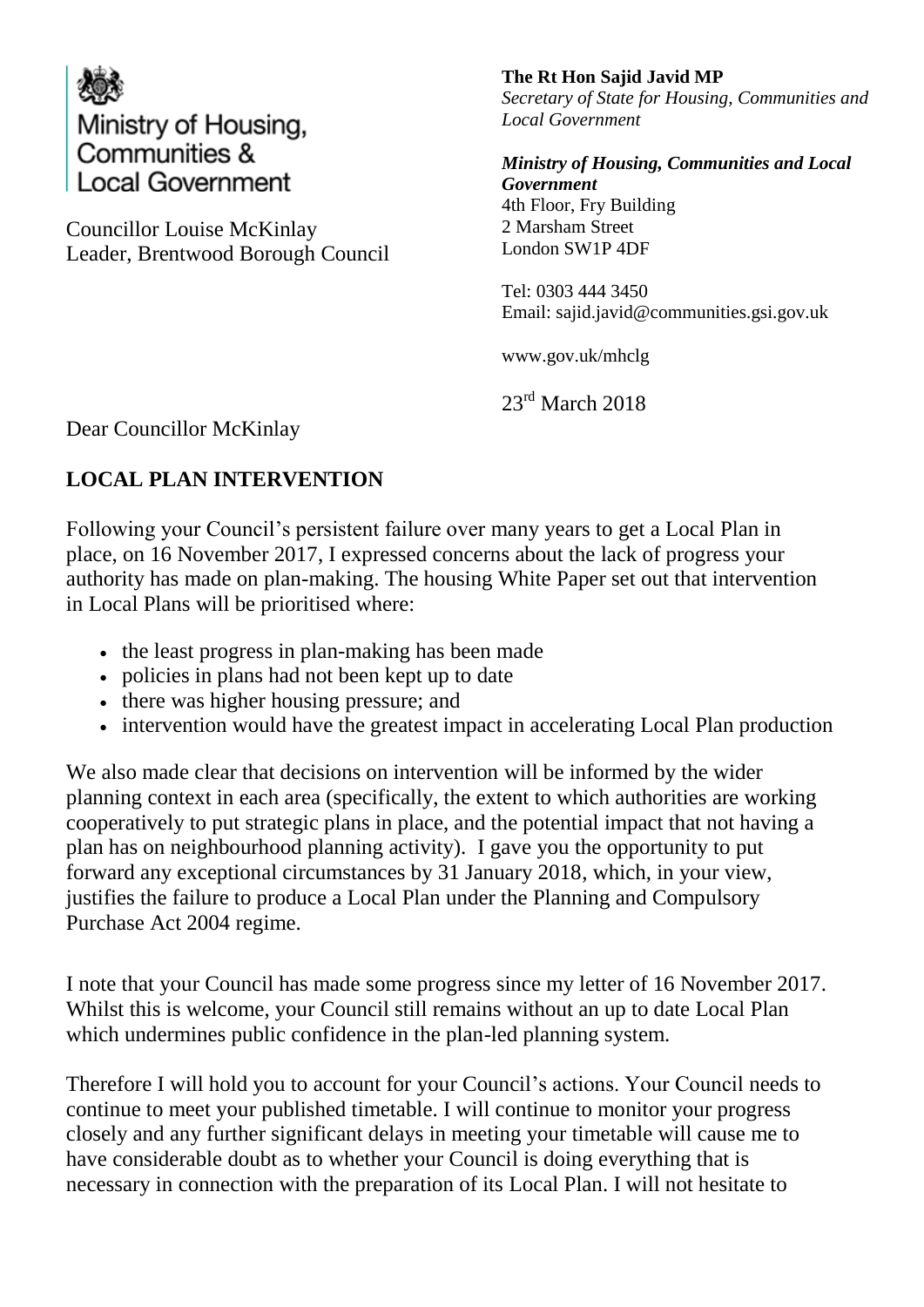Ministry of Housing, Communities & Local Government

**The Rt Hon Sajid Javid MP**
*Secretary of State for Housing, Communities and Local Government*

***Ministry of Housing, Communities and Local Government***
4th Floor, Fry Building
2 Marsham Street
London SW1P 4DF

Tel: 0303 444 3450
Email: sajid.javid@communities.gsi.gov.uk

www.gov.uk/mhclg

23rd March 2018

Councillor Louise McKinlay
Leader, Brentwood Borough Council

Dear Councillor McKinlay

**LOCAL PLAN INTERVENTION**

Following your Council's persistent failure over many years to get a Local Plan in place, on 16 November 2017, I expressed concerns about the lack of progress your authority has made on plan-making. The housing White Paper set out that intervention in Local Plans will be prioritised where:

- the least progress in plan-making has been made
- policies in plans had not been kept up to date
- there was higher housing pressure; and
- intervention would have the greatest impact in accelerating Local Plan production

We also made clear that decisions on intervention will be informed by the wider planning context in each area (specifically, the extent to which authorities are working cooperatively to put strategic plans in place, and the potential impact that not having a plan has on neighbourhood planning activity). I gave you the opportunity to put forward any exceptional circumstances by 31 January 2018, which, in your view, justifies the failure to produce a Local Plan under the Planning and Compulsory Purchase Act 2004 regime.

I note that your Council has made some progress since my letter of 16 November 2017. Whilst this is welcome, your Council still remains without an up to date Local Plan which undermines public confidence in the plan-led planning system.

Therefore I will hold you to account for your Council's actions. Your Council needs to continue to meet your published timetable. I will continue to monitor your progress closely and any further significant delays in meeting your timetable will cause me to have considerable doubt as to whether your Council is doing everything that is necessary in connection with the preparation of its Local Plan. I will not hesitate to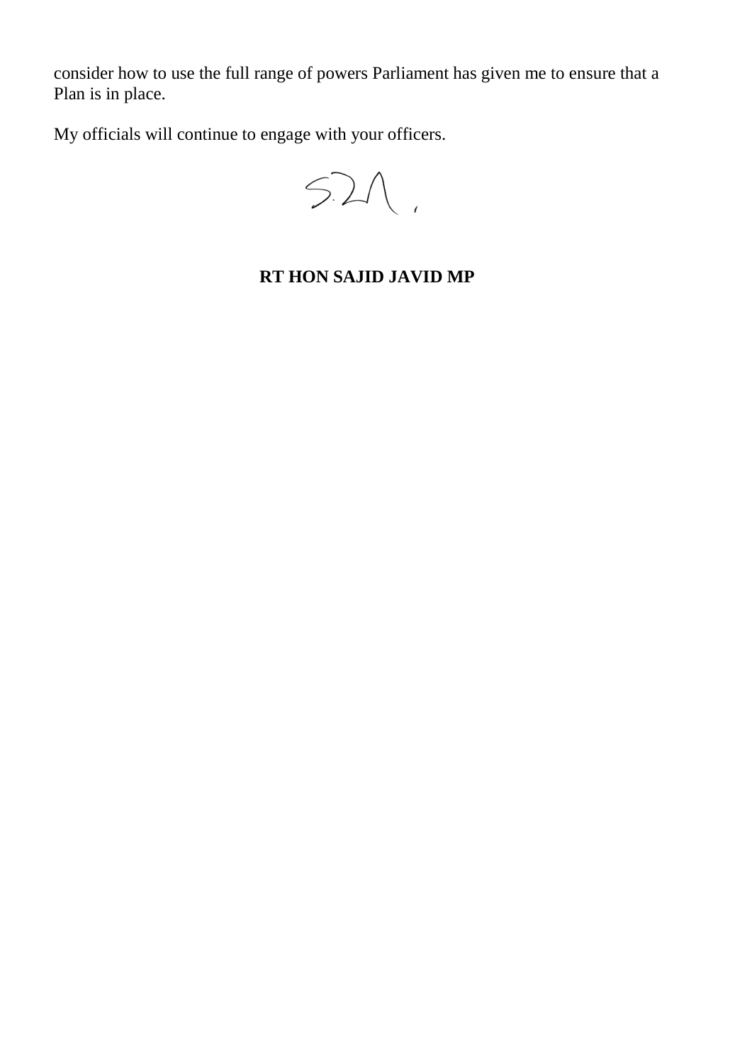consider how to use the full range of powers Parliament has given me to ensure that a Plan is in place.

My officials will continue to engage with your officers.

**RT HON SAJID JAVID MP**